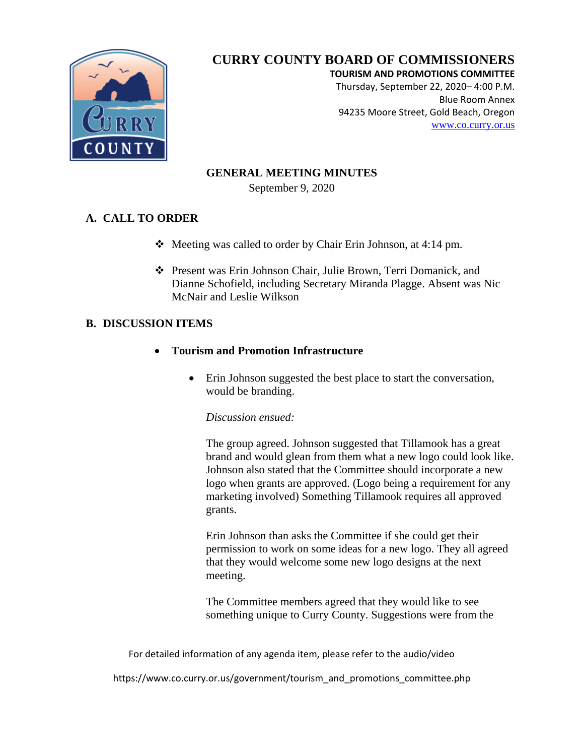# CURRY COUNTY BOARD OF COMMISSIONERS

**TOURISM AND PROMOTIONS COMMITTEE**
Thursday, September 22, 2020– 4:00 P.M.
Blue Room Annex
94235 Moore Street, Gold Beach, Oregon
www.co.curry.or.us

## GENERAL MEETING MINUTES

September 9, 2020

## A. CALL TO ORDER

- Meeting was called to order by Chair Erin Johnson, at 4:14 pm.
- Present was Erin Johnson Chair, Julie Brown, Terri Domanick, and Dianne Schofield, including Secretary Miranda Plagge. Absent was Nic McNair and Leslie Wilkson

## B. DISCUSSION ITEMS

- **Tourism and Promotion Infrastructure**
  - Erin Johnson suggested the best place to start the conversation, would be branding.

    *Discussion ensued:*

    The group agreed. Johnson suggested that Tillamook has a great brand and would glean from them what a new logo could look like. Johnson also stated that the Committee should incorporate a new logo when grants are approved. (Logo being a requirement for any marketing involved) Something Tillamook requires all approved grants.

    Erin Johnson than asks the Committee if she could get their permission to work on some ideas for a new logo. They all agreed that they would welcome some new logo designs at the next meeting.

    The Committee members agreed that they would like to see something unique to Curry County. Suggestions were from the

For detailed information of any agenda item, please refer to the audio/video

https://www.co.curry.or.us/government/tourism_and_promotions_committee.php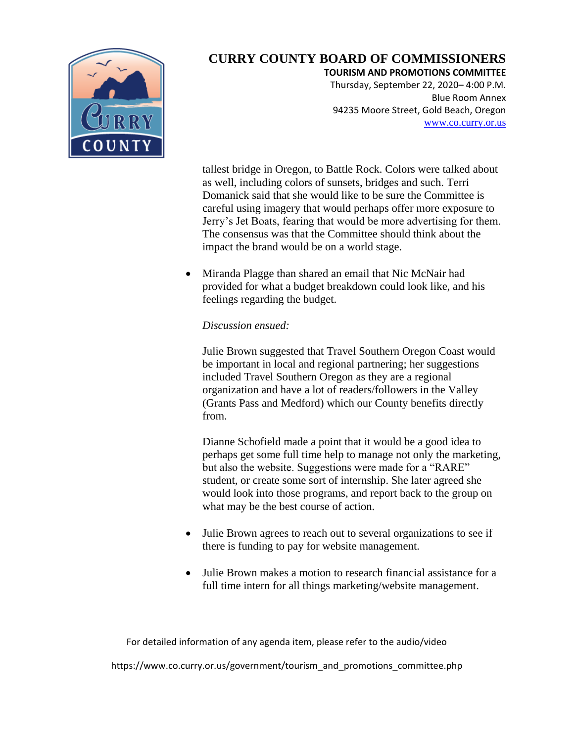tallest bridge in Oregon, to Battle Rock. Colors were talked about as well, including colors of sunsets, bridges and such. Terri Domanick said that she would like to be sure the Committee is careful using imagery that would perhaps offer more exposure to Jerry's Jet Boats, fearing that would be more advertising for them. The consensus was that the Committee should think about the impact the brand would be on a world stage.

- Miranda Plagge than shared an email that Nic McNair had provided for what a budget breakdown could look like, and his feelings regarding the budget.

  *Discussion ensued:*

  Julie Brown suggested that Travel Southern Oregon Coast would be important in local and regional partnering; her suggestions included Travel Southern Oregon as they are a regional organization and have a lot of readers/followers in the Valley (Grants Pass and Medford) which our County benefits directly from.

  Dianne Schofield made a point that it would be a good idea to perhaps get some full time help to manage not only the marketing, but also the website. Suggestions were made for a "RARE" student, or create some sort of internship. She later agreed she would look into those programs, and report back to the group on what may be the best course of action.

- Julie Brown agrees to reach out to several organizations to see if there is funding to pay for website management.

- Julie Brown makes a motion to research financial assistance for a full time intern for all things marketing/website management.

For detailed information of any agenda item, please refer to the audio/video

https://www.co.curry.or.us/government/tourism_and_promotions_committee.php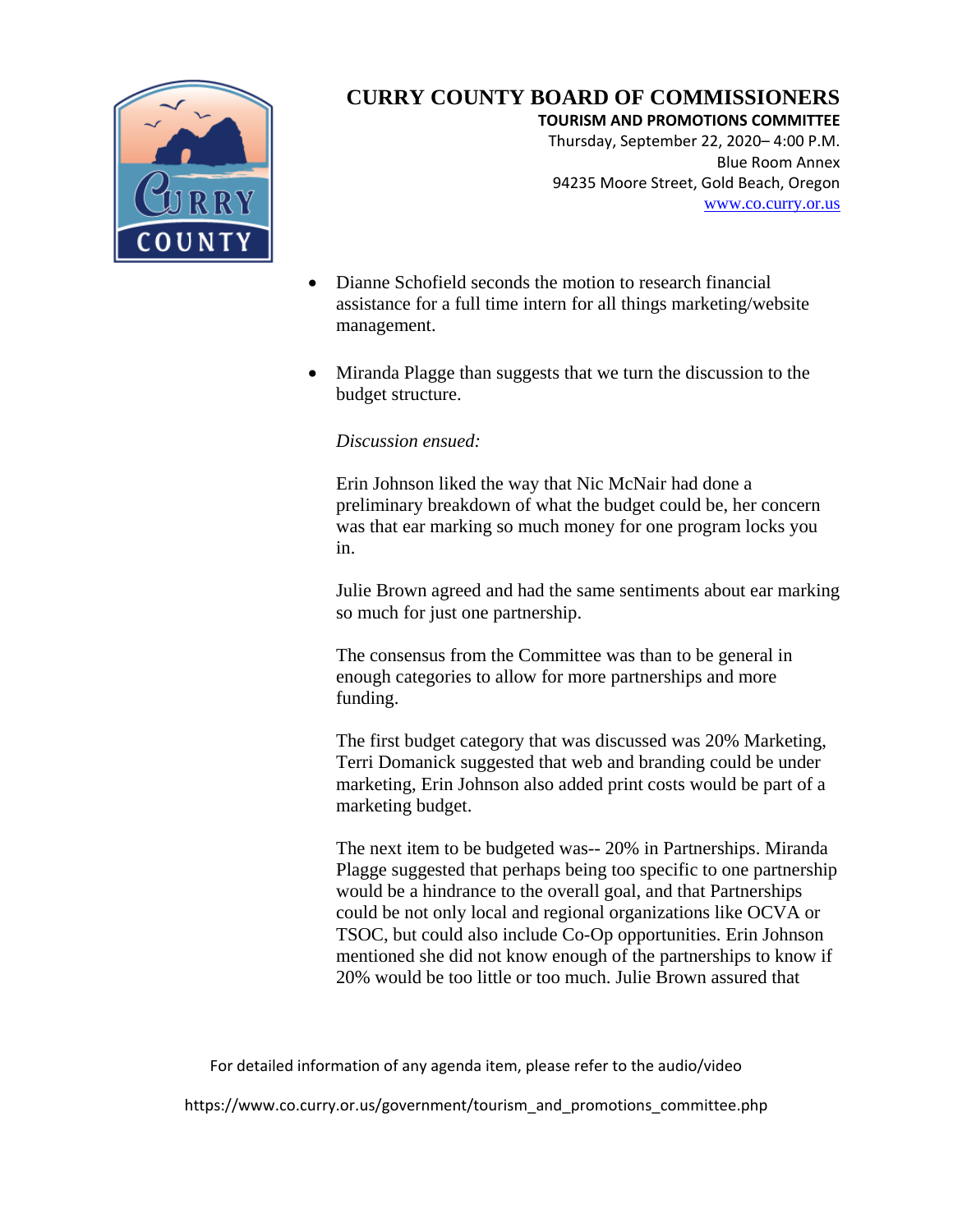- Dianne Schofield seconds the motion to research financial assistance for a full time intern for all things marketing/website management.

- Miranda Plagge than suggests that we turn the discussion to the budget structure.

  *Discussion ensued:*

  Erin Johnson liked the way that Nic McNair had done a preliminary breakdown of what the budget could be, her concern was that ear marking so much money for one program locks you in.

  Julie Brown agreed and had the same sentiments about ear marking so much for just one partnership.

  The consensus from the Committee was than to be general in enough categories to allow for more partnerships and more funding.

  The first budget category that was discussed was 20% Marketing, Terri Domanick suggested that web and branding could be under marketing, Erin Johnson also added print costs would be part of a marketing budget.

  The next item to be budgeted was-- 20% in Partnerships. Miranda Plagge suggested that perhaps being too specific to one partnership would be a hindrance to the overall goal, and that Partnerships could be not only local and regional organizations like OCVA or TSOC, but could also include Co-Op opportunities. Erin Johnson mentioned she did not know enough of the partnerships to know if 20% would be too little or too much. Julie Brown assured that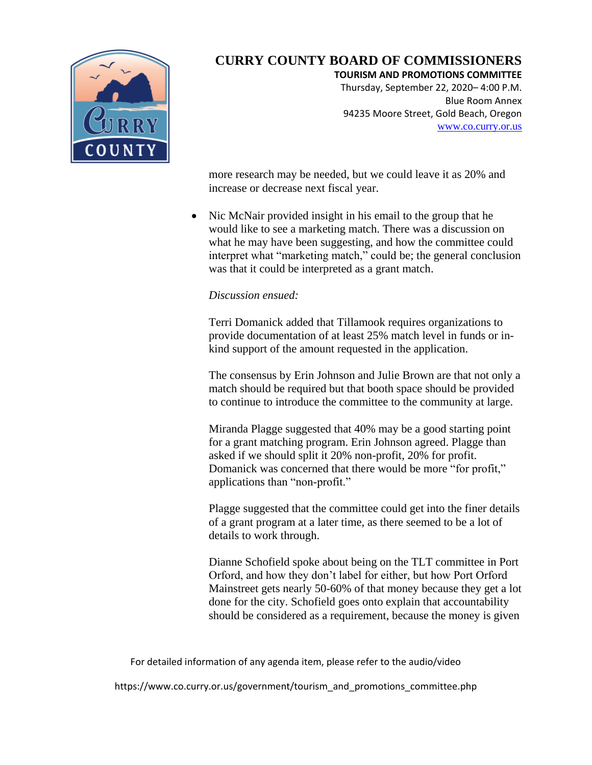more research may be needed, but we could leave it as 20% and increase or decrease next fiscal year.

- Nic McNair provided insight in his email to the group that he would like to see a marketing match. There was a discussion on what he may have been suggesting, and how the committee could interpret what "marketing match," could be; the general conclusion was that it could be interpreted as a grant match.

  *Discussion ensued:*

  Terri Domanick added that Tillamook requires organizations to provide documentation of at least 25% match level in funds or in-kind support of the amount requested in the application.

  The consensus by Erin Johnson and Julie Brown are that not only a match should be required but that booth space should be provided to continue to introduce the committee to the community at large.

  Miranda Plagge suggested that 40% may be a good starting point for a grant matching program. Erin Johnson agreed. Plagge than asked if we should split it 20% non-profit, 20% for profit. Domanick was concerned that there would be more "for profit," applications than "non-profit."

  Plagge suggested that the committee could get into the finer details of a grant program at a later time, as there seemed to be a lot of details to work through.

  Dianne Schofield spoke about being on the TLT committee in Port Orford, and how they don't label for either, but how Port Orford Mainstreet gets nearly 50-60% of that money because they get a lot done for the city. Schofield goes onto explain that accountability should be considered as a requirement, because the money is given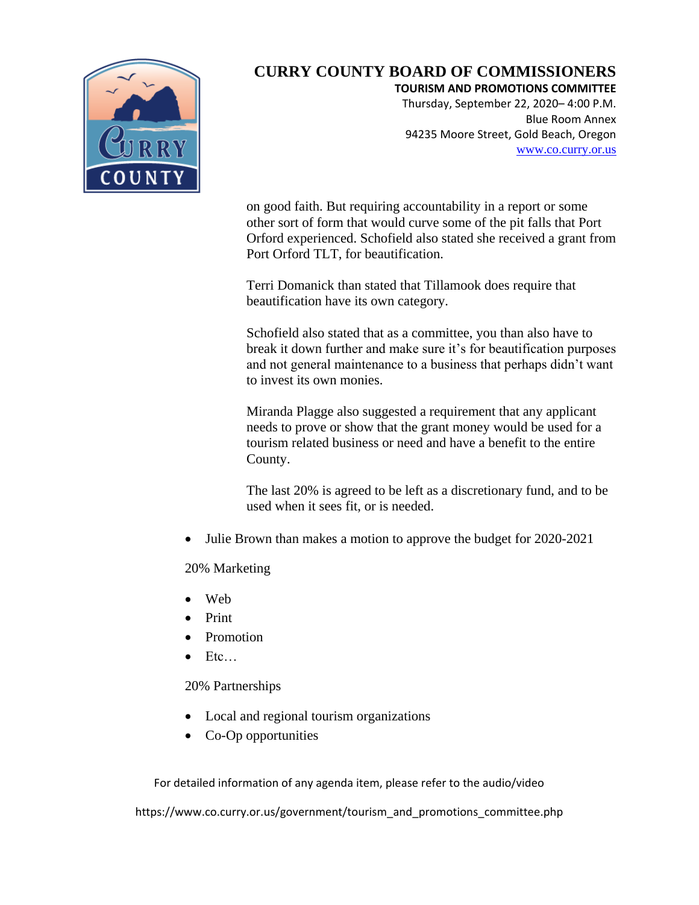# CURRY COUNTY BOARD OF COMMISSIONERS

**TOURISM AND PROMOTIONS COMMITTEE**
Thursday, September 22, 2020– 4:00 P.M.
Blue Room Annex
94235 Moore Street, Gold Beach, Oregon
www.co.curry.or.us

on good faith. But requiring accountability in a report or some other sort of form that would curve some of the pit falls that Port Orford experienced. Schofield also stated she received a grant from Port Orford TLT, for beautification.

Terri Domanick than stated that Tillamook does require that beautification have its own category.

Schofield also stated that as a committee, you than also have to break it down further and make sure it's for beautification purposes and not general maintenance to a business that perhaps didn't want to invest its own monies.

Miranda Plagge also suggested a requirement that any applicant needs to prove or show that the grant money would be used for a tourism related business or need and have a benefit to the entire County.

The last 20% is agreed to be left as a discretionary fund, and to be used when it sees fit, or is needed.

- Julie Brown than makes a motion to approve the budget for 2020-2021

20% Marketing

- Web
- Print
- Promotion
- Etc…

20% Partnerships

- Local and regional tourism organizations
- Co-Op opportunities

For detailed information of any agenda item, please refer to the audio/video

https://www.co.curry.or.us/government/tourism_and_promotions_committee.php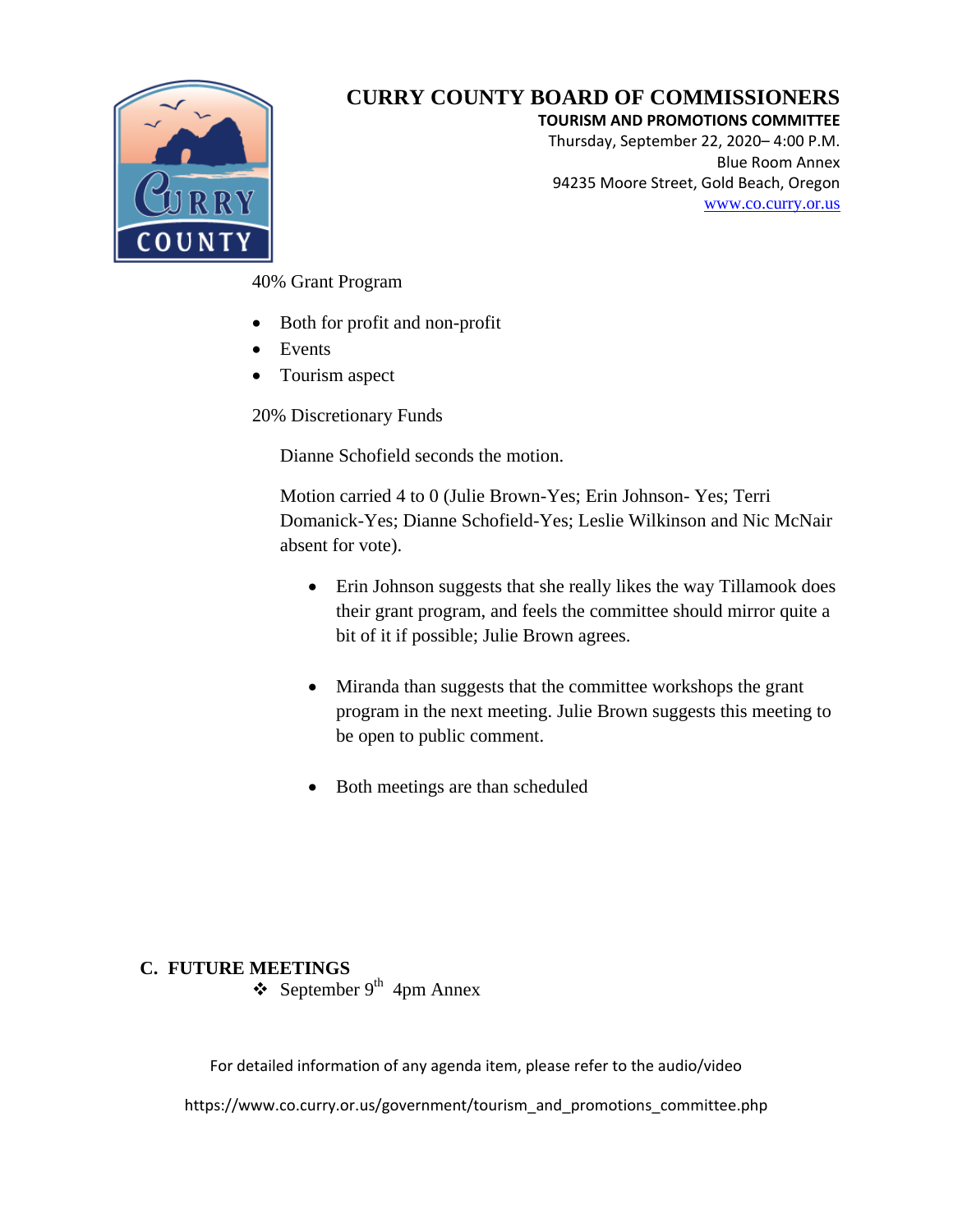# CURRY COUNTY BOARD OF COMMISSIONERS

**TOURISM AND PROMOTIONS COMMITTEE**
Thursday, September 22, 2020– 4:00 P.M.
Blue Room Annex
94235 Moore Street, Gold Beach, Oregon
www.co.curry.or.us

40% Grant Program

- Both for profit and non-profit
- Events
- Tourism aspect

20% Discretionary Funds

Dianne Schofield seconds the motion.

Motion carried 4 to 0 (Julie Brown-Yes; Erin Johnson- Yes; Terri Domanick-Yes; Dianne Schofield-Yes; Leslie Wilkinson and Nic McNair absent for vote).

- Erin Johnson suggests that she really likes the way Tillamook does their grant program, and feels the committee should mirror quite a bit of it if possible; Julie Brown agrees.
- Miranda than suggests that the committee workshops the grant program in the next meeting. Julie Brown suggests this meeting to be open to public comment.
- Both meetings are than scheduled

## C. FUTURE MEETINGS

- September 9th 4pm Annex

For detailed information of any agenda item, please refer to the audio/video

https://www.co.curry.or.us/government/tourism_and_promotions_committee.php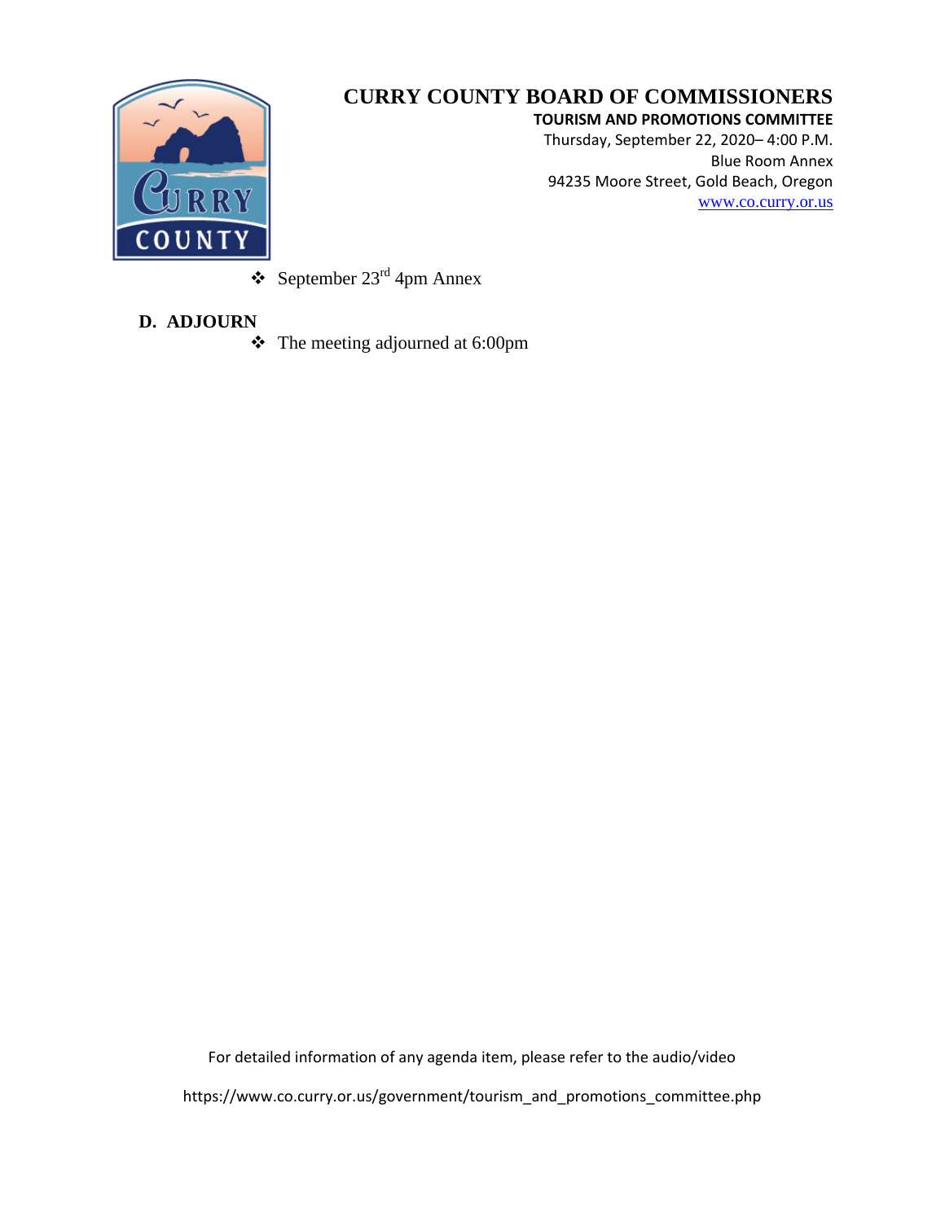# CURRY COUNTY BOARD OF COMMISSIONERS

**TOURISM AND PROMOTIONS COMMITTEE**

Thursday, September 22, 2020– 4:00 P.M.
Blue Room Annex
94235 Moore Street, Gold Beach, Oregon
www.co.curry.or.us

- September 23rd 4pm Annex

## D. ADJOURN

- The meeting adjourned at 6:00pm

For detailed information of any agenda item, please refer to the audio/video

https://www.co.curry.or.us/government/tourism_and_promotions_committee.php